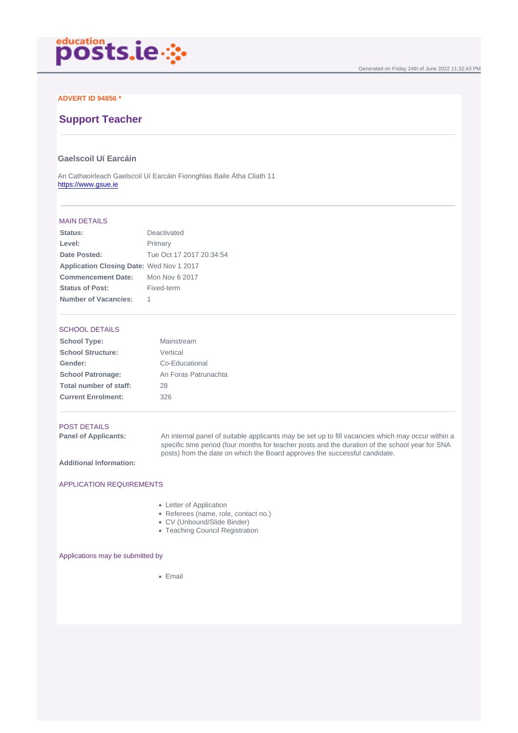ADVERT ID 94856 *

# Support Teacher

## Gaelscoil Uí Earcáin

An Cathaoirleach Gaelscoil Uí Earcáin Fionnghlas Baile Átha Cliath 11
https://www.gsue.ie

### MAIN DETAILS

| | |
|---|---|
| **Status:** | Deactivated |
| **Level:** | Primary |
| **Date Posted:** | Tue Oct 17 2017 20:34:54 |
| **Application Closing Date:** | Wed Nov 1 2017 |
| **Commencement Date:** | Mon Nov 6 2017 |
| **Status of Post:** | Fixed-term |
| **Number of Vacancies:** | 1 |

### SCHOOL DETAILS

| | |
|---|---|
| **School Type:** | Mainstream |
| **School Structure:** | Vertical |
| **Gender:** | Co-Educational |
| **School Patronage:** | An Foras Patrunachta |
| **Total number of staff:** | 28 |
| **Current Enrolment:** | 326 |

### POST DETAILS

**Panel of Applicants:** An internal panel of suitable applicants may be set up to fill vacancies which may occur within a specific time period (four months for teacher posts and the duration of the school year for SNA posts) from the date on which the Board approves the successful candidate.

**Additional Information:**

### APPLICATION REQUIREMENTS

- Letter of Application
- Referees (name, role, contact no.)
- CV (Unbound/Slide Binder)
- Teaching Council Registration

### Applications may be submitted by

- Email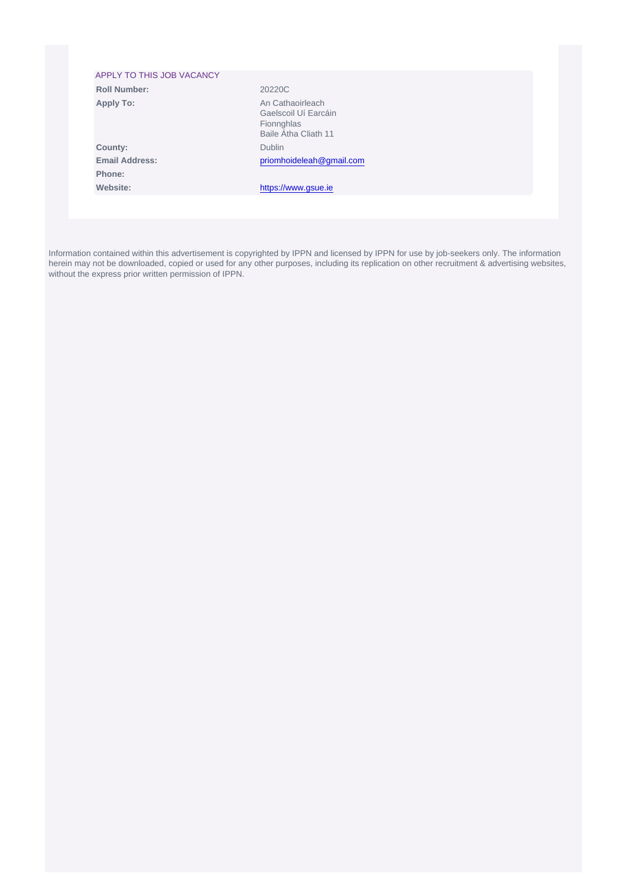APPLY TO THIS JOB VACANCY

| | |
|---|---|
| **Roll Number:** | 20220C |
| **Apply To:** | An Cathaoirleach<br>Gaelscoil Uí Earcáin<br>Fionnghlas<br>Baile Átha Cliath 11 |
| **County:** | Dublin |
| **Email Address:** | priomhoideleah@gmail.com |
| **Phone:** | |
| **Website:** | https://www.gsue.ie |

Information contained within this advertisement is copyrighted by IPPN and licensed by IPPN for use by job-seekers only. The information herein may not be downloaded, copied or used for any other purposes, including its replication on other recruitment & advertising websites, without the express prior written permission of IPPN.